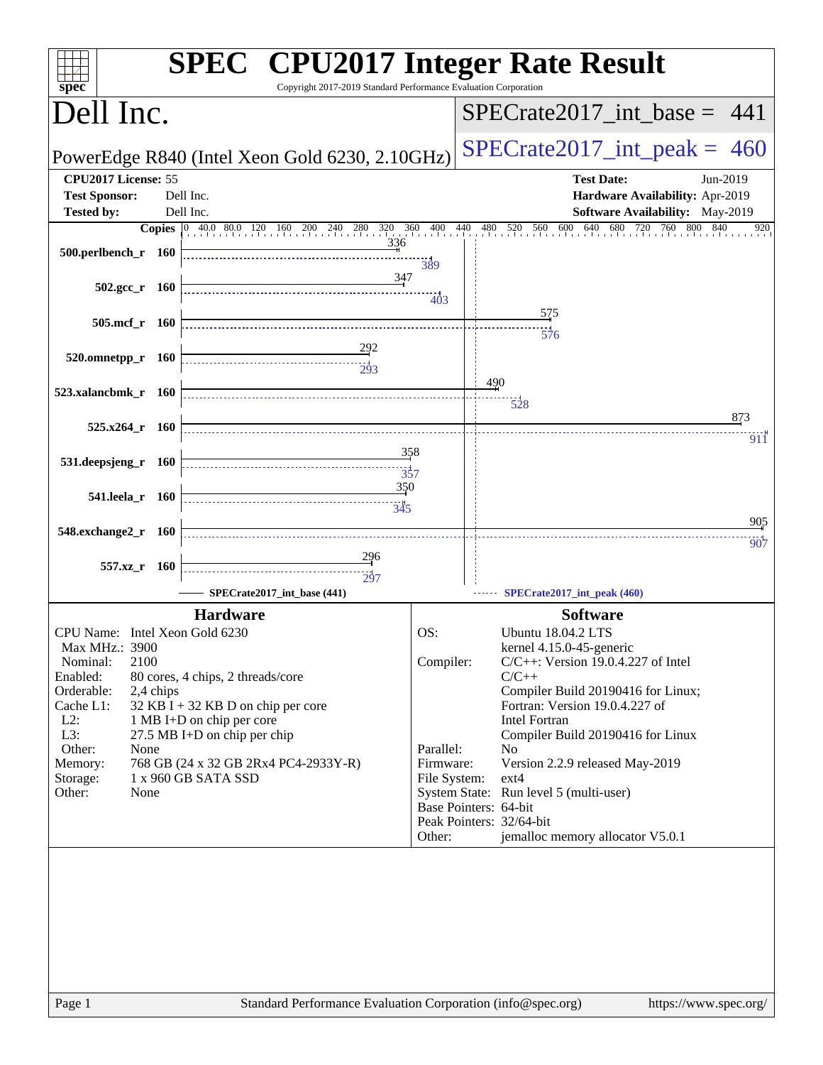# SPEC CPU2017 Integer Rate Result

Copyright 2017-2019 Standard Performance Evaluation Corporation

## Dell Inc.

PowerEdge R840 (Intel Xeon Gold 6230, 2.10GHz)

SPECrate2017_int_base = 441

SPECrate2017_int_peak = 460

**CPU2017 License:** 55
**Test Sponsor:** Dell Inc.
**Tested by:** Dell Inc.

**Test Date:** Jun-2019
**Hardware Availability:** Apr-2019
**Software Availability:** May-2019

| Benchmark | Copies | Base | Peak |
|---|---|---|---|
| 500.perlbench_r | 160 | 336 | 389 |
| 502.gcc_r | 160 | 347 | 403 |
| 505.mcf_r | 160 | 575 | 576 |
| 520.omnetpp_r | 160 | 292 | 293 |
| 523.xalancbmk_r | 160 | 490 | 528 |
| 525.x264_r | 160 | 873 | 911 |
| 531.deepsjeng_r | 160 | 358 | 357 |
| 541.leela_r | 160 | 350 | 345 |
| 548.exchange2_r | 160 | 905 | 907 |
| 557.xz_r | 160 | 296 | 297 |

SPECrate2017_int_base (441) — SPECrate2017_int_peak (460)

### Hardware

| | |
|---|---|
| CPU Name: | Intel Xeon Gold 6230 |
| Max MHz.: | 3900 |
| Nominal: | 2100 |
| Enabled: | 80 cores, 4 chips, 2 threads/core |
| Orderable: | 2,4 chips |
| Cache L1: | 32 KB I + 32 KB D on chip per core |
| L2: | 1 MB I+D on chip per core |
| L3: | 27.5 MB I+D on chip per chip |
| Other: | None |
| Memory: | 768 GB (24 x 32 GB 2Rx4 PC4-2933Y-R) |
| Storage: | 1 x 960 GB SATA SSD |
| Other: | None |

### Software

| | |
|---|---|
| OS: | Ubuntu 18.04.2 LTS kernel 4.15.0-45-generic |
| Compiler: | C/C++: Version 19.0.4.227 of Intel C/C++ Compiler Build 20190416 for Linux; Fortran: Version 19.0.4.227 of Intel Fortran Compiler Build 20190416 for Linux |
| Parallel: | No |
| Firmware: | Version 2.2.9 released May-2019 |
| File System: | ext4 |
| System State: | Run level 5 (multi-user) |
| Base Pointers: | 64-bit |
| Peak Pointers: | 32/64-bit |
| Other: | jemalloc memory allocator V5.0.1 |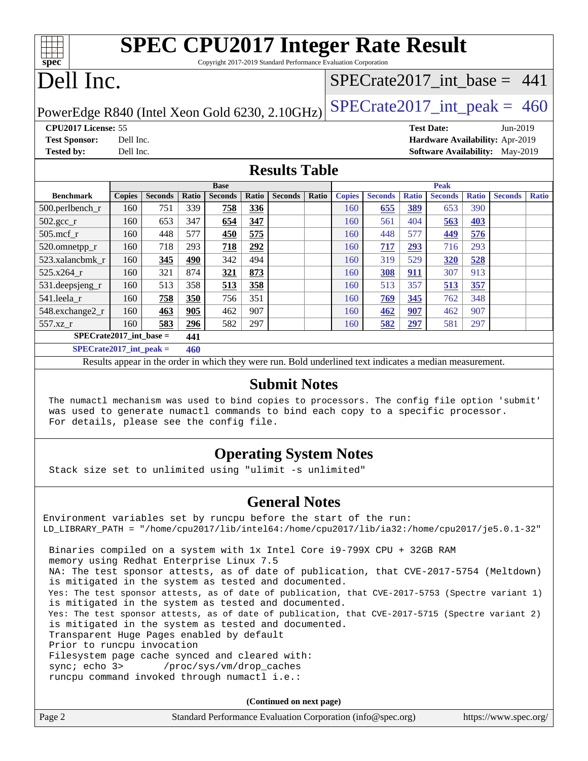# SPEC CPU2017 Integer Rate Result

Copyright 2017-2019 Standard Performance Evaluation Corporation

# Dell Inc.

PowerEdge R840 (Intel Xeon Gold 6230, 2.10GHz)

SPECrate2017_int_base = 441

SPECrate2017_int_peak = 460

**CPU2017 License:** 55
**Test Sponsor:** Dell Inc.
**Tested by:** Dell Inc.

**Test Date:** Jun-2019
**Hardware Availability:** Apr-2019
**Software Availability:** May-2019

## Results Table

| Benchmark | Base | | | | | | | Peak | | | | | | |
|---|---|---|---|---|---|---|---|---|---|---|---|---|---|---|
| | Copies | Seconds | Ratio | Seconds | Ratio | Seconds | Ratio | Copies | Seconds | Ratio | Seconds | Ratio | Seconds | Ratio |
| 500.perlbench_r | 160 | 751 | 339 | **758** | **336** | | | 160 | **655** | **389** | 653 | 390 | | |
| 502.gcc_r | 160 | 653 | 347 | **654** | **347** | | | 160 | 561 | 404 | **563** | **403** | | |
| 505.mcf_r | 160 | 448 | 577 | **450** | **575** | | | 160 | 448 | 577 | **449** | **576** | | |
| 520.omnetpp_r | 160 | 718 | 293 | **718** | **292** | | | 160 | **717** | **293** | 716 | 293 | | |
| 523.xalancbmk_r | 160 | **345** | **490** | 342 | 494 | | | 160 | 319 | 529 | **320** | **528** | | |
| 525.x264_r | 160 | 321 | 874 | **321** | **873** | | | 160 | **308** | **911** | 307 | 913 | | |
| 531.deepsjeng_r | 160 | 513 | 358 | **513** | **358** | | | 160 | 513 | 357 | **513** | **357** | | |
| 541.leela_r | 160 | **758** | **350** | 756 | 351 | | | 160 | **769** | **345** | 762 | 348 | | |
| 548.exchange2_r | 160 | **463** | **905** | 462 | 907 | | | 160 | **462** | **907** | 462 | 907 | | |
| 557.xz_r | 160 | **583** | **296** | 582 | 297 | | | 160 | **582** | **297** | 581 | 297 | | |

**SPECrate2017_int_base = 441**

**SPECrate2017_int_peak = 460**

Results appear in the order in which they were run. Bold underlined text indicates a median measurement.

## Submit Notes

The numactl mechanism was used to bind copies to processors. The config file option 'submit' was used to generate numactl commands to bind each copy to a specific processor. For details, please see the config file.

## Operating System Notes

Stack size set to unlimited using "ulimit -s unlimited"

## General Notes

Environment variables set by runcpu before the start of the run:
LD_LIBRARY_PATH = "/home/cpu2017/lib/intel64:/home/cpu2017/lib/ia32:/home/cpu2017/je5.0.1-32"

Binaries compiled on a system with 1x Intel Core i9-799X CPU + 32GB RAM memory using Redhat Enterprise Linux 7.5
NA: The test sponsor attests, as of date of publication, that CVE-2017-5754 (Meltdown) is mitigated in the system as tested and documented.
Yes: The test sponsor attests, as of date of publication, that CVE-2017-5753 (Spectre variant 1) is mitigated in the system as tested and documented.
Yes: The test sponsor attests, as of date of publication, that CVE-2017-5715 (Spectre variant 2) is mitigated in the system as tested and documented.
Transparent Huge Pages enabled by default
Prior to runcpu invocation
Filesystem page cache synced and cleared with:
sync; echo 3> /proc/sys/vm/drop_caches
runcpu command invoked through numactl i.e.:

**(Continued on next page)**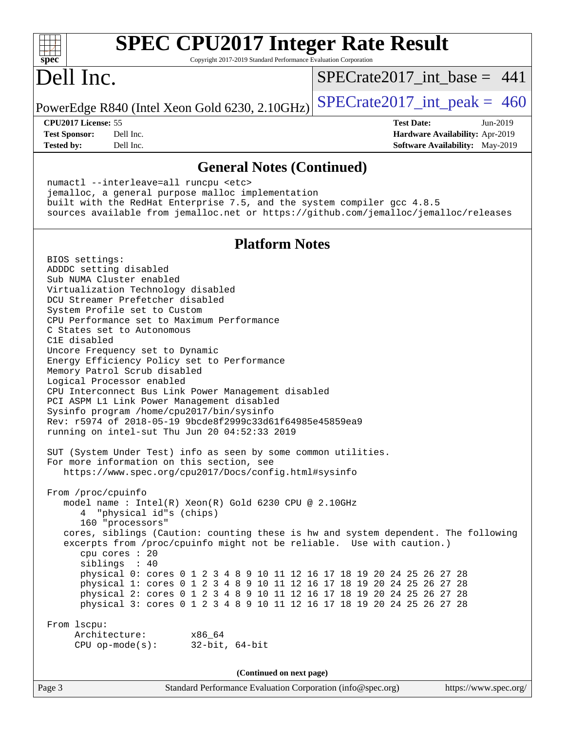# SPEC CPU2017 Integer Rate Result

Copyright 2017-2019 Standard Performance Evaluation Corporation

# Dell Inc.

PowerEdge R840 (Intel Xeon Gold 6230, 2.10GHz)

SPECrate2017_int_base = 441

SPECrate2017_int_peak = 460

| | | | |
|---|---|---|---|
| **CPU2017 License:** | 55 | **Test Date:** | Jun-2019 |
| **Test Sponsor:** | Dell Inc. | **Hardware Availability:** | Apr-2019 |
| **Tested by:** | Dell Inc. | **Software Availability:** | May-2019 |

## General Notes (Continued)

```
numactl --interleave=all runcpu <etc>
jemalloc, a general purpose malloc implementation
built with the RedHat Enterprise 7.5, and the system compiler gcc 4.8.5
sources available from jemalloc.net or https://github.com/jemalloc/jemalloc/releases
```

## Platform Notes

```
BIOS settings:
ADDDC setting disabled
Sub NUMA Cluster enabled
Virtualization Technology disabled
DCU Streamer Prefetcher disabled
System Profile set to Custom
CPU Performance set to Maximum Performance
C States set to Autonomous
C1E disabled
Uncore Frequency set to Dynamic
Energy Efficiency Policy set to Performance
Memory Patrol Scrub disabled
Logical Processor enabled
CPU Interconnect Bus Link Power Management disabled
PCI ASPM L1 Link Power Management disabled
Sysinfo program /home/cpu2017/bin/sysinfo
Rev: r5974 of 2018-05-19 9bcde8f2999c33d61f64985e45859ea9
running on intel-sut Thu Jun 20 04:52:33 2019

SUT (System Under Test) info as seen by some common utilities.
For more information on this section, see
   https://www.spec.org/cpu2017/Docs/config.html#sysinfo

From /proc/cpuinfo
   model name : Intel(R) Xeon(R) Gold 6230 CPU @ 2.10GHz
      4  "physical id"s (chips)
      160 "processors"
   cores, siblings (Caution: counting these is hw and system dependent. The following
   excerpts from /proc/cpuinfo might not be reliable.  Use with caution.)
      cpu cores : 20
      siblings  : 40
      physical 0: cores 0 1 2 3 4 8 9 10 11 12 16 17 18 19 20 24 25 26 27 28
      physical 1: cores 0 1 2 3 4 8 9 10 11 12 16 17 18 19 20 24 25 26 27 28
      physical 2: cores 0 1 2 3 4 8 9 10 11 12 16 17 18 19 20 24 25 26 27 28
      physical 3: cores 0 1 2 3 4 8 9 10 11 12 16 17 18 19 20 24 25 26 27 28

From lscpu:
     Architecture:        x86_64
     CPU op-mode(s):      32-bit, 64-bit
```

(Continued on next page)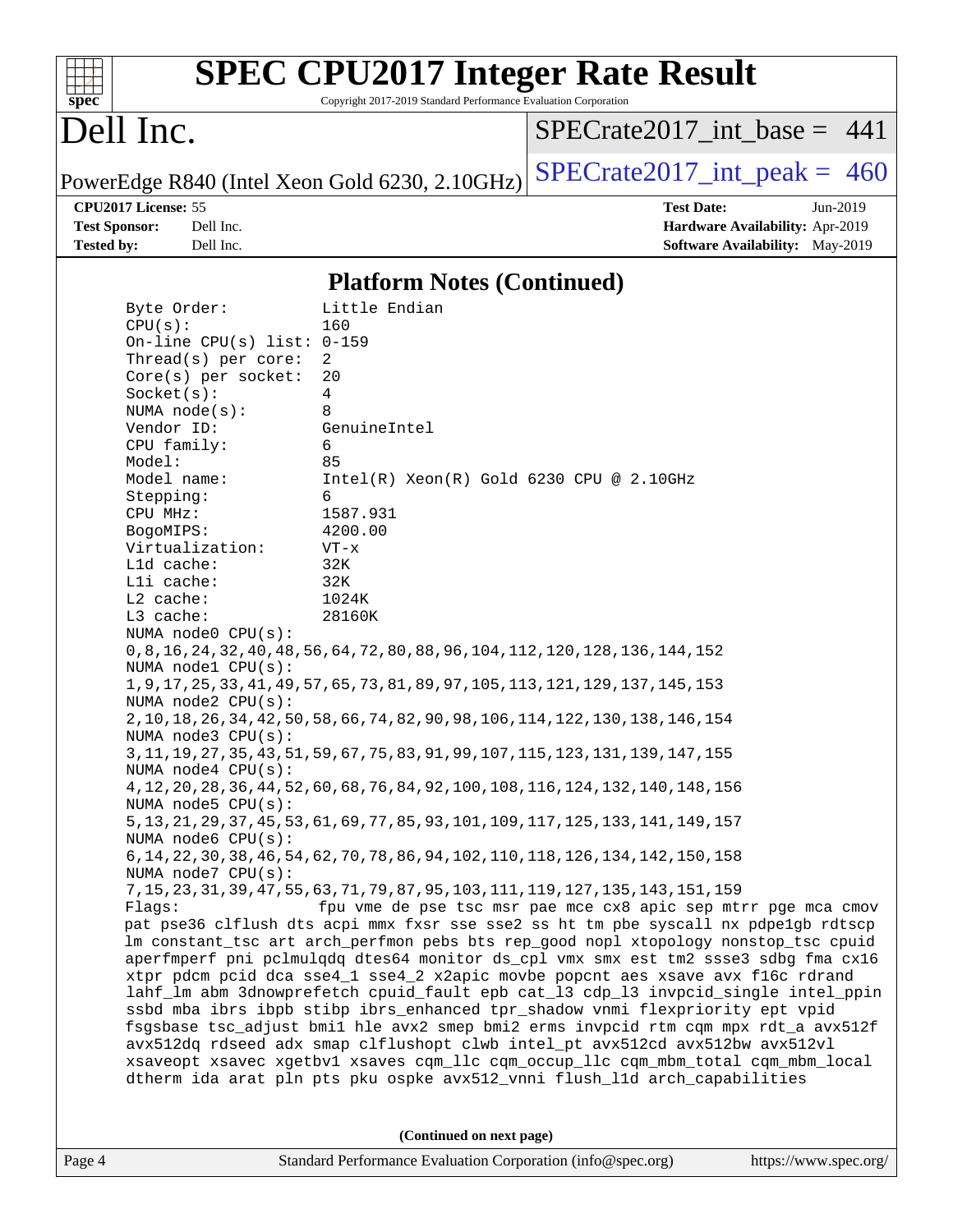## Platform Notes (Continued)

```
Byte Order:            Little Endian
CPU(s):                160
On-line CPU(s) list: 0-159
Thread(s) per core:  2
Core(s) per socket:  20
Socket(s):           4
NUMA node(s):        8
Vendor ID:           GenuineIntel
CPU family:          6
Model:               85
Model name:          Intel(R) Xeon(R) Gold 6230 CPU @ 2.10GHz
Stepping:            6
CPU MHz:             1587.931
BogoMIPS:            4200.00
Virtualization:      VT-x
L1d cache:           32K
L1i cache:           32K
L2 cache:            1024K
L3 cache:            28160K
NUMA node0 CPU(s):
0,8,16,24,32,40,48,56,64,72,80,88,96,104,112,120,128,136,144,152
NUMA node1 CPU(s):
1,9,17,25,33,41,49,57,65,73,81,89,97,105,113,121,129,137,145,153
NUMA node2 CPU(s):
2,10,18,26,34,42,50,58,66,74,82,90,98,106,114,122,130,138,146,154
NUMA node3 CPU(s):
3,11,19,27,35,43,51,59,67,75,83,91,99,107,115,123,131,139,147,155
NUMA node4 CPU(s):
4,12,20,28,36,44,52,60,68,76,84,92,100,108,116,124,132,140,148,156
NUMA node5 CPU(s):
5,13,21,29,37,45,53,61,69,77,85,93,101,109,117,125,133,141,149,157
NUMA node6 CPU(s):
6,14,22,30,38,46,54,62,70,78,86,94,102,110,118,126,134,142,150,158
NUMA node7 CPU(s):
7,15,23,31,39,47,55,63,71,79,87,95,103,111,119,127,135,143,151,159
Flags:               fpu vme de pse tsc msr pae mce cx8 apic sep mtrr pge mca cmov
pat pse36 clflush dts acpi mmx fxsr sse sse2 ss ht tm pbe syscall nx pdpe1gb rdtscp
lm constant_tsc art arch_perfmon pebs bts rep_good nopl xtopology nonstop_tsc cpuid
aperfmperf pni pclmulqdq dtes64 monitor ds_cpl vmx smx est tm2 ssse3 sdbg fma cx16
xtpr pdcm pcid dca sse4_1 sse4_2 x2apic movbe popcnt aes xsave avx f16c rdrand
lahf_lm abm 3dnowprefetch cpuid_fault epb cat_l3 cdp_l3 invpcid_single intel_ppin
ssbd mba ibrs ibpb stibp ibrs_enhanced tpr_shadow vnmi flexpriority ept vpid
fsgsbase tsc_adjust bmi1 hle avx2 smep bmi2 erms invpcid rtm cqm mpx rdt_a avx512f
avx512dq rdseed adx smap clflushopt clwb intel_pt avx512cd avx512bw avx512vl
xsaveopt xsavec xgetbv1 xsaves cqm_llc cqm_occup_llc cqm_mbm_total cqm_mbm_local
dtherm ida arat pln pts pku ospke avx512_vnni flush_l1d arch_capabilities
```

(Continued on next page)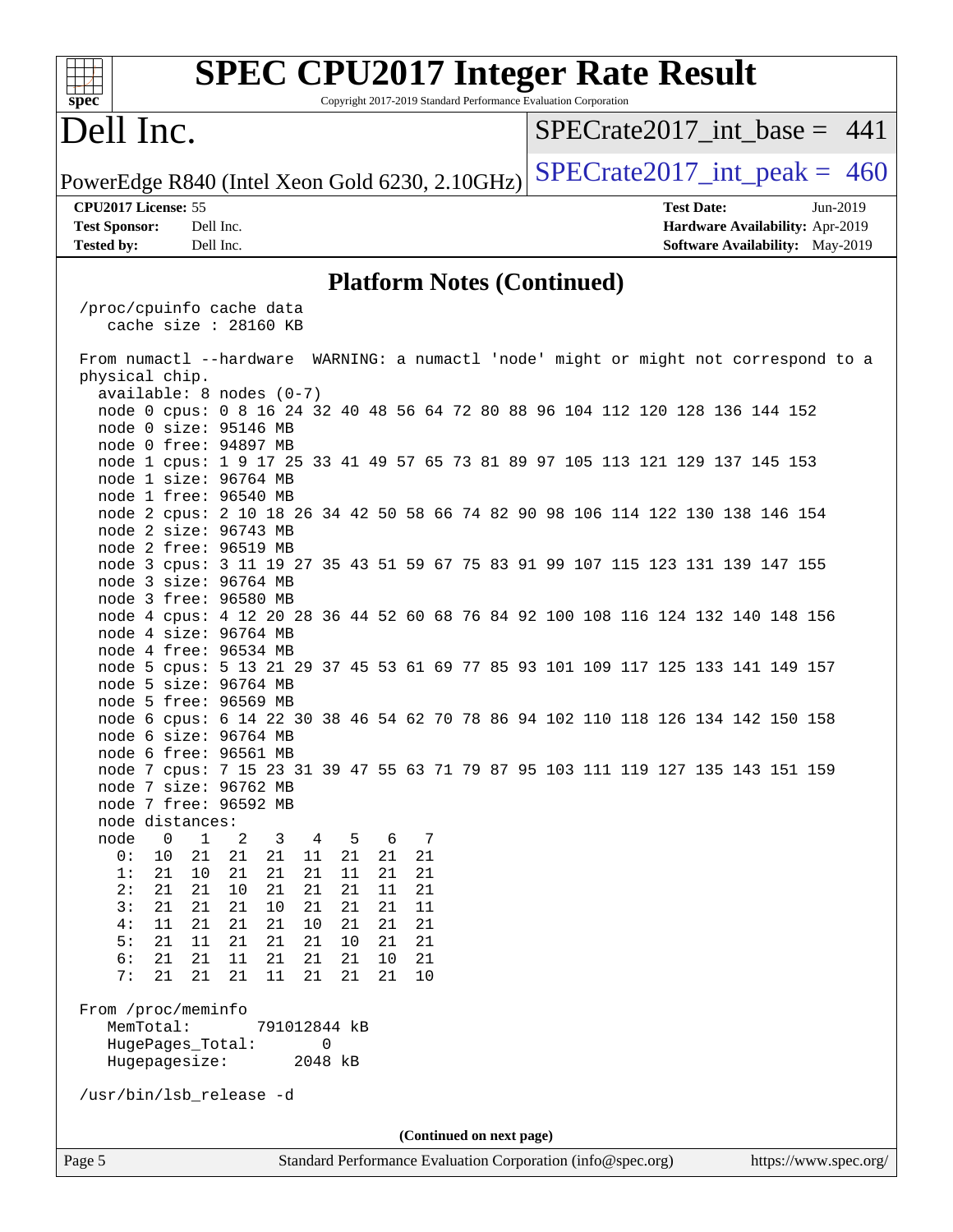# SPEC CPU2017 Integer Rate Result

Copyright 2017-2019 Standard Performance Evaluation Corporation

# Dell Inc.

PowerEdge R840 (Intel Xeon Gold 6230, 2.10GHz)

SPECrate2017_int_base = 441

SPECrate2017_int_peak = 460

**CPU2017 License:** 55
**Test Sponsor:** Dell Inc.
**Tested by:** Dell Inc.

**Test Date:** Jun-2019
**Hardware Availability:** Apr-2019
**Software Availability:** May-2019

## Platform Notes (Continued)

```
 /proc/cpuinfo cache data
    cache size : 28160 KB

 From numactl --hardware  WARNING: a numactl 'node' might or might not correspond to a
 physical chip.
   available: 8 nodes (0-7)
   node 0 cpus: 0 8 16 24 32 40 48 56 64 72 80 88 96 104 112 120 128 136 144 152
   node 0 size: 95146 MB
   node 0 free: 94897 MB
   node 1 cpus: 1 9 17 25 33 41 49 57 65 73 81 89 97 105 113 121 129 137 145 153
   node 1 size: 96764 MB
   node 1 free: 96540 MB
   node 2 cpus: 2 10 18 26 34 42 50 58 66 74 82 90 98 106 114 122 130 138 146 154
   node 2 size: 96743 MB
   node 2 free: 96519 MB
   node 3 cpus: 3 11 19 27 35 43 51 59 67 75 83 91 99 107 115 123 131 139 147 155
   node 3 size: 96764 MB
   node 3 free: 96580 MB
   node 4 cpus: 4 12 20 28 36 44 52 60 68 76 84 92 100 108 116 124 132 140 148 156
   node 4 size: 96764 MB
   node 4 free: 96534 MB
   node 5 cpus: 5 13 21 29 37 45 53 61 69 77 85 93 101 109 117 125 133 141 149 157
   node 5 size: 96764 MB
   node 5 free: 96569 MB
   node 6 cpus: 6 14 22 30 38 46 54 62 70 78 86 94 102 110 118 126 134 142 150 158
   node 6 size: 96764 MB
   node 6 free: 96561 MB
   node 7 cpus: 7 15 23 31 39 47 55 63 71 79 87 95 103 111 119 127 135 143 151 159
   node 7 size: 96762 MB
   node 7 free: 96592 MB
   node distances:
   node   0   1   2   3   4   5   6   7
     0:  10  21  21  21  11  21  21  21
     1:  21  10  21  21  21  11  21  21
     2:  21  21  10  21  21  21  11  21
     3:  21  21  21  10  21  21  21  11
     4:  11  21  21  21  10  21  21  21
     5:  21  11  21  21  21  10  21  21
     6:  21  21  11  21  21  21  10  21
     7:  21  21  21  11  21  21  21  10

 From /proc/meminfo
    MemTotal:       791012844 kB
    HugePages_Total:       0
    Hugepagesize:       2048 kB

 /usr/bin/lsb_release -d
```

**(Continued on next page)**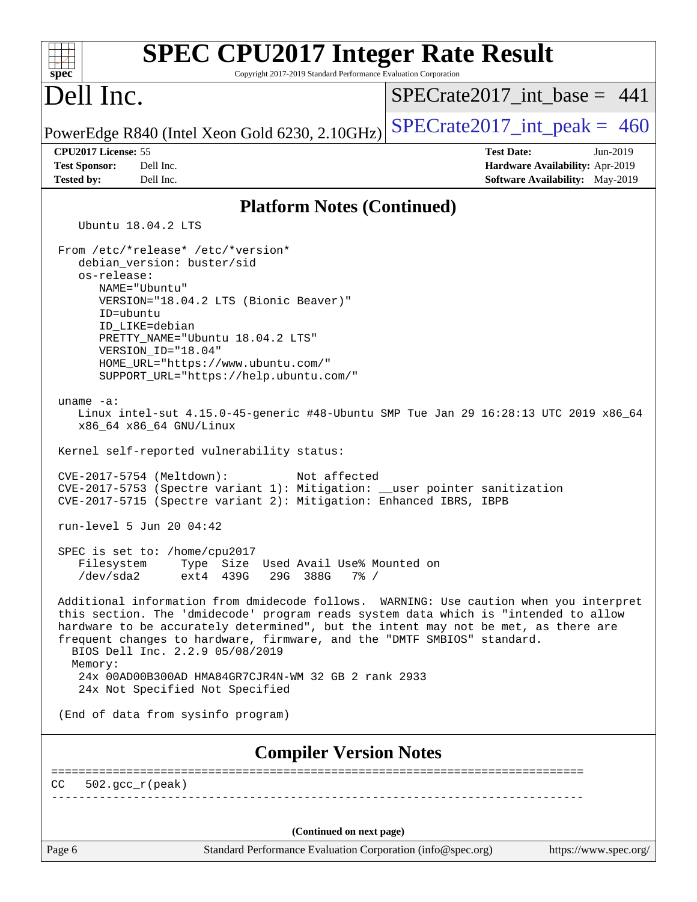## Platform Notes (Continued)

```
   Ubuntu 18.04.2 LTS

From /etc/*release* /etc/*version*
   debian_version: buster/sid
   os-release:
      NAME="Ubuntu"
      VERSION="18.04.2 LTS (Bionic Beaver)"
      ID=ubuntu
      ID_LIKE=debian
      PRETTY_NAME="Ubuntu 18.04.2 LTS"
      VERSION_ID="18.04"
      HOME_URL="https://www.ubuntu.com/"
      SUPPORT_URL="https://help.ubuntu.com/"

uname -a:
   Linux intel-sut 4.15.0-45-generic #48-Ubuntu SMP Tue Jan 29 16:28:13 UTC 2019 x86_64
   x86_64 x86_64 GNU/Linux

Kernel self-reported vulnerability status:

CVE-2017-5754 (Meltdown):          Not affected
CVE-2017-5753 (Spectre variant 1): Mitigation: __user pointer sanitization
CVE-2017-5715 (Spectre variant 2): Mitigation: Enhanced IBRS, IBPB

run-level 5 Jun 20 04:42

SPEC is set to: /home/cpu2017
   Filesystem     Type  Size  Used Avail Use% Mounted on
   /dev/sda2      ext4  439G   29G  388G   7% /

Additional information from dmidecode follows.  WARNING: Use caution when you interpret
this section. The 'dmidecode' program reads system data which is "intended to allow
hardware to be accurately determined", but the intent may not be met, as there are
frequent changes to hardware, firmware, and the "DMTF SMBIOS" standard.
  BIOS Dell Inc. 2.2.9 05/08/2019
  Memory:
   24x 00AD00B300AD HMA84GR7CJR4N-WM 32 GB 2 rank 2933
   24x Not Specified Not Specified

(End of data from sysinfo program)
```

## Compiler Version Notes

```
==============================================================================
CC   502.gcc_r(peak)
------------------------------------------------------------------------------
```

(Continued on next page)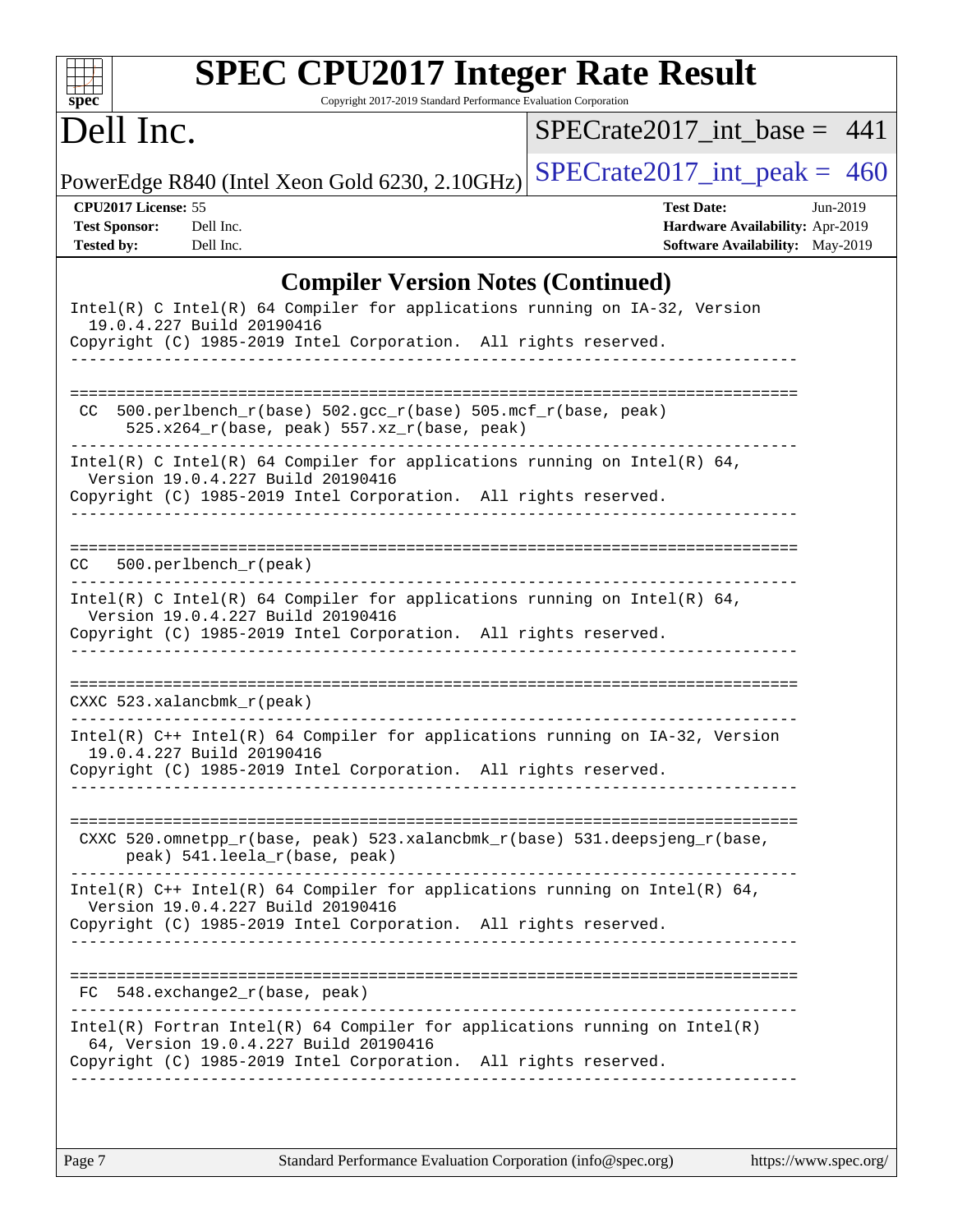# SPEC CPU2017 Integer Rate Result

Copyright 2017-2019 Standard Performance Evaluation Corporation

## Dell Inc.

PowerEdge R840 (Intel Xeon Gold 6230, 2.10GHz)

SPECrate2017_int_base = 441

SPECrate2017_int_peak = 460

| | | | |
|---|---|---|---|
| **CPU2017 License:** | 55 | **Test Date:** | Jun-2019 |
| **Test Sponsor:** | Dell Inc. | **Hardware Availability:** | Apr-2019 |
| **Tested by:** | Dell Inc. | **Software Availability:** | May-2019 |

## Compiler Version Notes (Continued)

```
Intel(R) C Intel(R) 64 Compiler for applications running on IA-32, Version
  19.0.4.227 Build 20190416
Copyright (C) 1985-2019 Intel Corporation.  All rights reserved.
------------------------------------------------------------------------------

==============================================================================
 CC  500.perlbench_r(base) 502.gcc_r(base) 505.mcf_r(base, peak)
      525.x264_r(base, peak) 557.xz_r(base, peak)
------------------------------------------------------------------------------
Intel(R) C Intel(R) 64 Compiler for applications running on Intel(R) 64,
  Version 19.0.4.227 Build 20190416
Copyright (C) 1985-2019 Intel Corporation.  All rights reserved.
------------------------------------------------------------------------------

==============================================================================
CC   500.perlbench_r(peak)
------------------------------------------------------------------------------
Intel(R) C Intel(R) 64 Compiler for applications running on Intel(R) 64,
  Version 19.0.4.227 Build 20190416
Copyright (C) 1985-2019 Intel Corporation.  All rights reserved.
------------------------------------------------------------------------------

==============================================================================
CXXC 523.xalancbmk_r(peak)
------------------------------------------------------------------------------
Intel(R) C++ Intel(R) 64 Compiler for applications running on IA-32, Version
  19.0.4.227 Build 20190416
Copyright (C) 1985-2019 Intel Corporation.  All rights reserved.
------------------------------------------------------------------------------

==============================================================================
 CXXC 520.omnetpp_r(base, peak) 523.xalancbmk_r(base) 531.deepsjeng_r(base,
      peak) 541.leela_r(base, peak)
------------------------------------------------------------------------------
Intel(R) C++ Intel(R) 64 Compiler for applications running on Intel(R) 64,
  Version 19.0.4.227 Build 20190416
Copyright (C) 1985-2019 Intel Corporation.  All rights reserved.
------------------------------------------------------------------------------

==============================================================================
 FC  548.exchange2_r(base, peak)
------------------------------------------------------------------------------
Intel(R) Fortran Intel(R) 64 Compiler for applications running on Intel(R)
  64, Version 19.0.4.227 Build 20190416
Copyright (C) 1985-2019 Intel Corporation.  All rights reserved.
------------------------------------------------------------------------------
```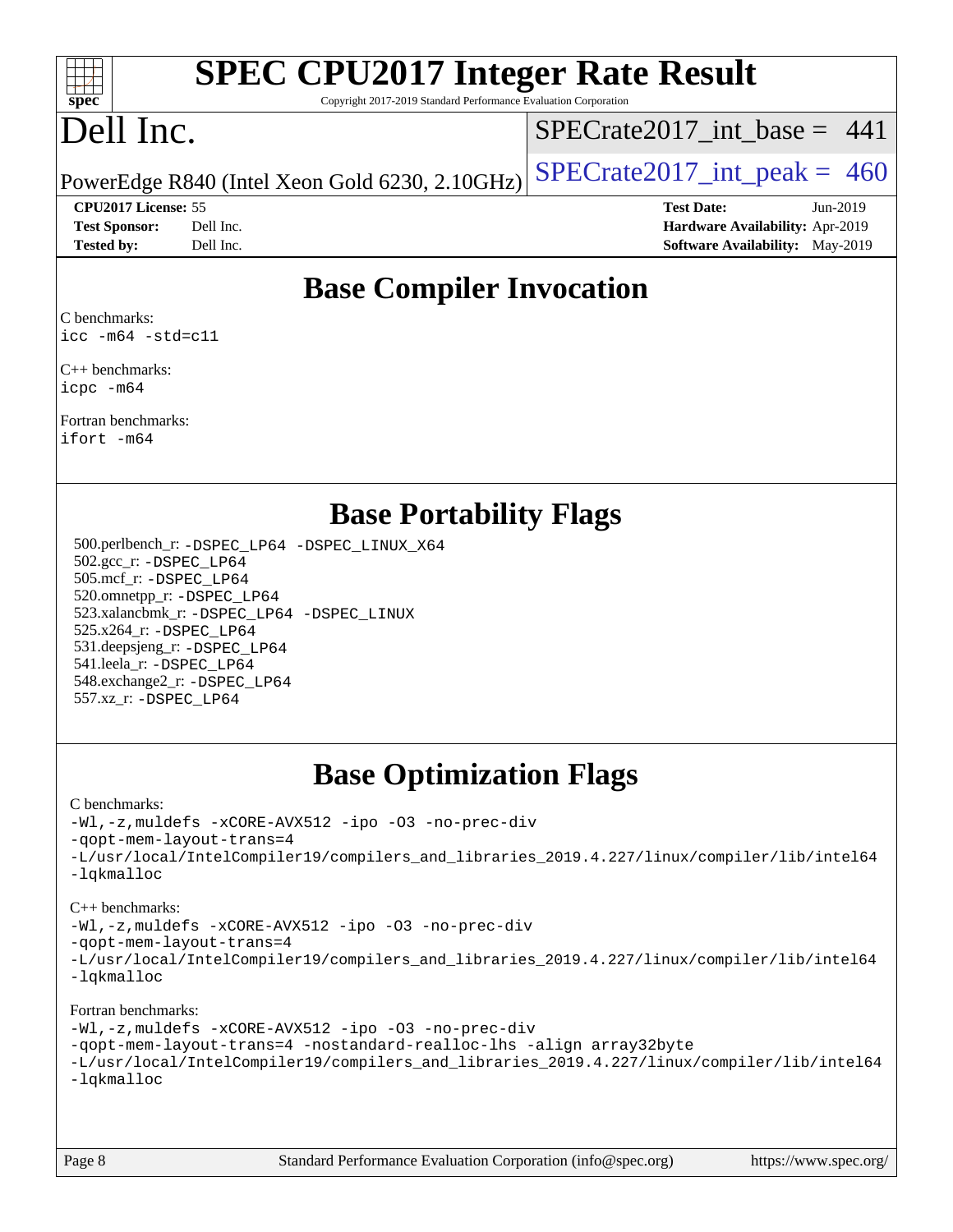# Base Compiler Invocation

C benchmarks:
icc -m64 -std=c11

C++ benchmarks:
icpc -m64

Fortran benchmarks:
ifort -m64

# Base Portability Flags

500.perlbench_r: -DSPEC_LP64 -DSPEC_LINUX_X64
502.gcc_r: -DSPEC_LP64
505.mcf_r: -DSPEC_LP64
520.omnetpp_r: -DSPEC_LP64
523.xalancbmk_r: -DSPEC_LP64 -DSPEC_LINUX
525.x264_r: -DSPEC_LP64
531.deepsjeng_r: -DSPEC_LP64
541.leela_r: -DSPEC_LP64
548.exchange2_r: -DSPEC_LP64
557.xz_r: -DSPEC_LP64

# Base Optimization Flags

C benchmarks:
-Wl,-z,muldefs -xCORE-AVX512 -ipo -O3 -no-prec-div
-qopt-mem-layout-trans=4
-L/usr/local/IntelCompiler19/compilers_and_libraries_2019.4.227/linux/compiler/lib/intel64
-lqkmalloc

C++ benchmarks:
-Wl,-z,muldefs -xCORE-AVX512 -ipo -O3 -no-prec-div
-qopt-mem-layout-trans=4
-L/usr/local/IntelCompiler19/compilers_and_libraries_2019.4.227/linux/compiler/lib/intel64
-lqkmalloc

Fortran benchmarks:
-Wl,-z,muldefs -xCORE-AVX512 -ipo -O3 -no-prec-div
-qopt-mem-layout-trans=4 -nostandard-realloc-lhs -align array32byte
-L/usr/local/IntelCompiler19/compilers_and_libraries_2019.4.227/linux/compiler/lib/intel64
-lqkmalloc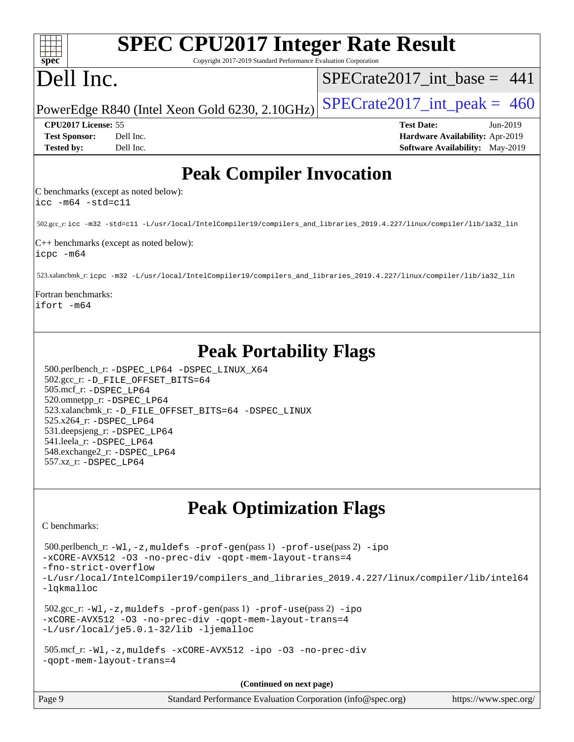# Peak Compiler Invocation

C benchmarks (except as noted below):
icc -m64 -std=c11

502.gcc_r: icc -m32 -std=c11 -L/usr/local/IntelCompiler19/compilers_and_libraries_2019.4.227/linux/compiler/lib/ia32_lin

C++ benchmarks (except as noted below):
icpc -m64

523.xalancbmk_r: icpc -m32 -L/usr/local/IntelCompiler19/compilers_and_libraries_2019.4.227/linux/compiler/lib/ia32_lin

Fortran benchmarks:
ifort -m64

# Peak Portability Flags

500.perlbench_r: -DSPEC_LP64 -DSPEC_LINUX_X64
502.gcc_r: -D_FILE_OFFSET_BITS=64
505.mcf_r: -DSPEC_LP64
520.omnetpp_r: -DSPEC_LP64
523.xalancbmk_r: -D_FILE_OFFSET_BITS=64 -DSPEC_LINUX
525.x264_r: -DSPEC_LP64
531.deepsjeng_r: -DSPEC_LP64
541.leela_r: -DSPEC_LP64
548.exchange2_r: -DSPEC_LP64
557.xz_r: -DSPEC_LP64

# Peak Optimization Flags

C benchmarks:

500.perlbench_r: -Wl,-z,muldefs -prof-gen(pass 1) -prof-use(pass 2) -ipo -xCORE-AVX512 -O3 -no-prec-div -qopt-mem-layout-trans=4 -fno-strict-overflow -L/usr/local/IntelCompiler19/compilers_and_libraries_2019.4.227/linux/compiler/lib/intel64 -lqkmalloc

502.gcc_r: -Wl,-z,muldefs -prof-gen(pass 1) -prof-use(pass 2) -ipo -xCORE-AVX512 -O3 -no-prec-div -qopt-mem-layout-trans=4 -L/usr/local/je5.0.1-32/lib -ljemalloc

505.mcf_r: -Wl,-z,muldefs -xCORE-AVX512 -ipo -O3 -no-prec-div -qopt-mem-layout-trans=4

**(Continued on next page)**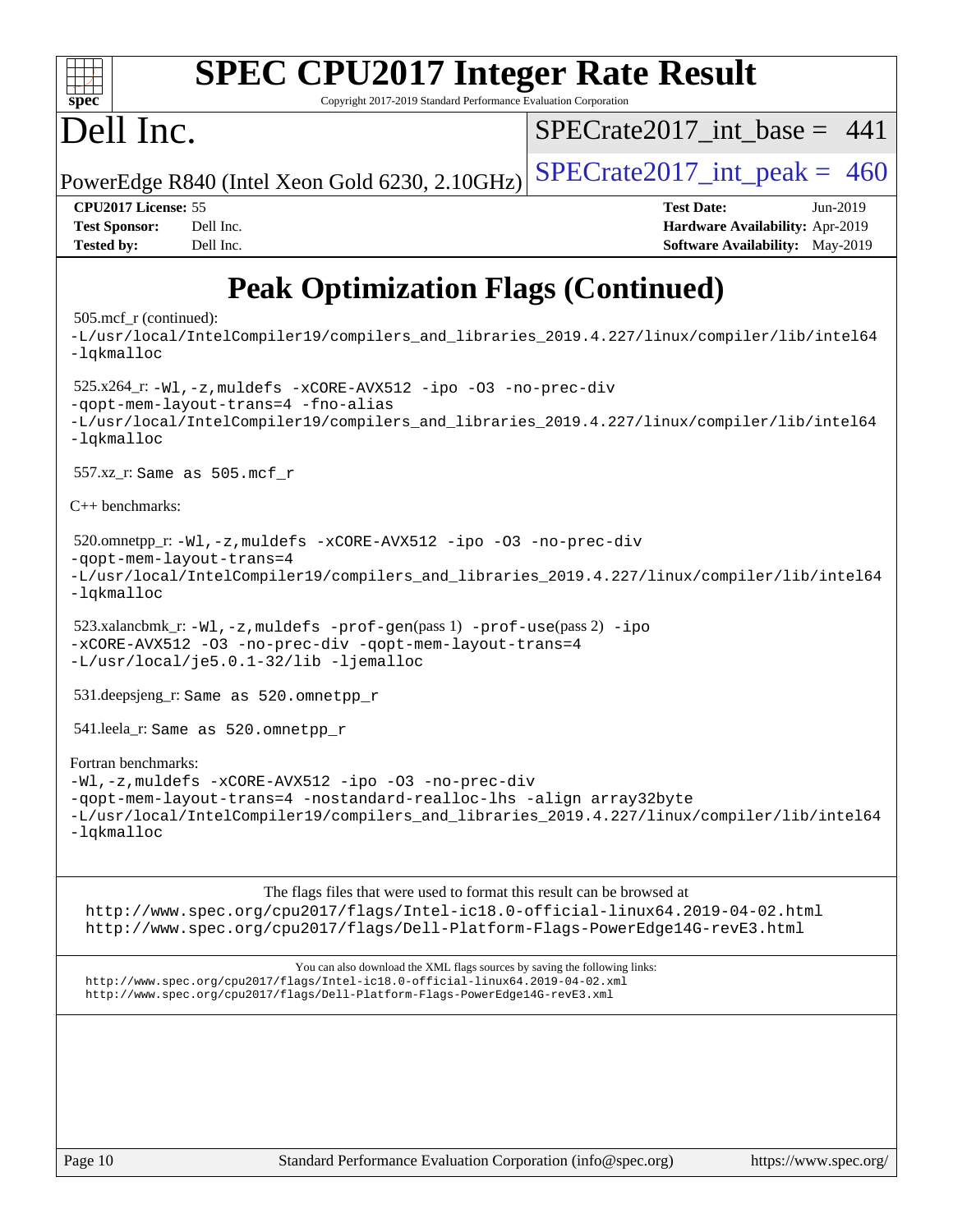# Peak Optimization Flags (Continued)

505.mcf_r (continued):
-L/usr/local/IntelCompiler19/compilers_and_libraries_2019.4.227/linux/compiler/lib/intel64
-lqkmalloc

525.x264_r: -Wl,-z,muldefs -xCORE-AVX512 -ipo -O3 -no-prec-div
-qopt-mem-layout-trans=4 -fno-alias
-L/usr/local/IntelCompiler19/compilers_and_libraries_2019.4.227/linux/compiler/lib/intel64
-lqkmalloc

557.xz_r: Same as 505.mcf_r

C++ benchmarks:

520.omnetpp_r: -Wl,-z,muldefs -xCORE-AVX512 -ipo -O3 -no-prec-div
-qopt-mem-layout-trans=4
-L/usr/local/IntelCompiler19/compilers_and_libraries_2019.4.227/linux/compiler/lib/intel64
-lqkmalloc

523.xalancbmk_r: -Wl,-z,muldefs -prof-gen(pass 1) -prof-use(pass 2) -ipo
-xCORE-AVX512 -O3 -no-prec-div -qopt-mem-layout-trans=4
-L/usr/local/je5.0.1-32/lib -ljemalloc

531.deepsjeng_r: Same as 520.omnetpp_r

541.leela_r: Same as 520.omnetpp_r

Fortran benchmarks:
-Wl,-z,muldefs -xCORE-AVX512 -ipo -O3 -no-prec-div
-qopt-mem-layout-trans=4 -nostandard-realloc-lhs -align array32byte
-L/usr/local/IntelCompiler19/compilers_and_libraries_2019.4.227/linux/compiler/lib/intel64
-lqkmalloc

The flags files that were used to format this result can be browsed at
http://www.spec.org/cpu2017/flags/Intel-ic18.0-official-linux64.2019-04-02.html
http://www.spec.org/cpu2017/flags/Dell-Platform-Flags-PowerEdge14G-revE3.html

You can also download the XML flags sources by saving the following links:
http://www.spec.org/cpu2017/flags/Intel-ic18.0-official-linux64.2019-04-02.xml
http://www.spec.org/cpu2017/flags/Dell-Platform-Flags-PowerEdge14G-revE3.xml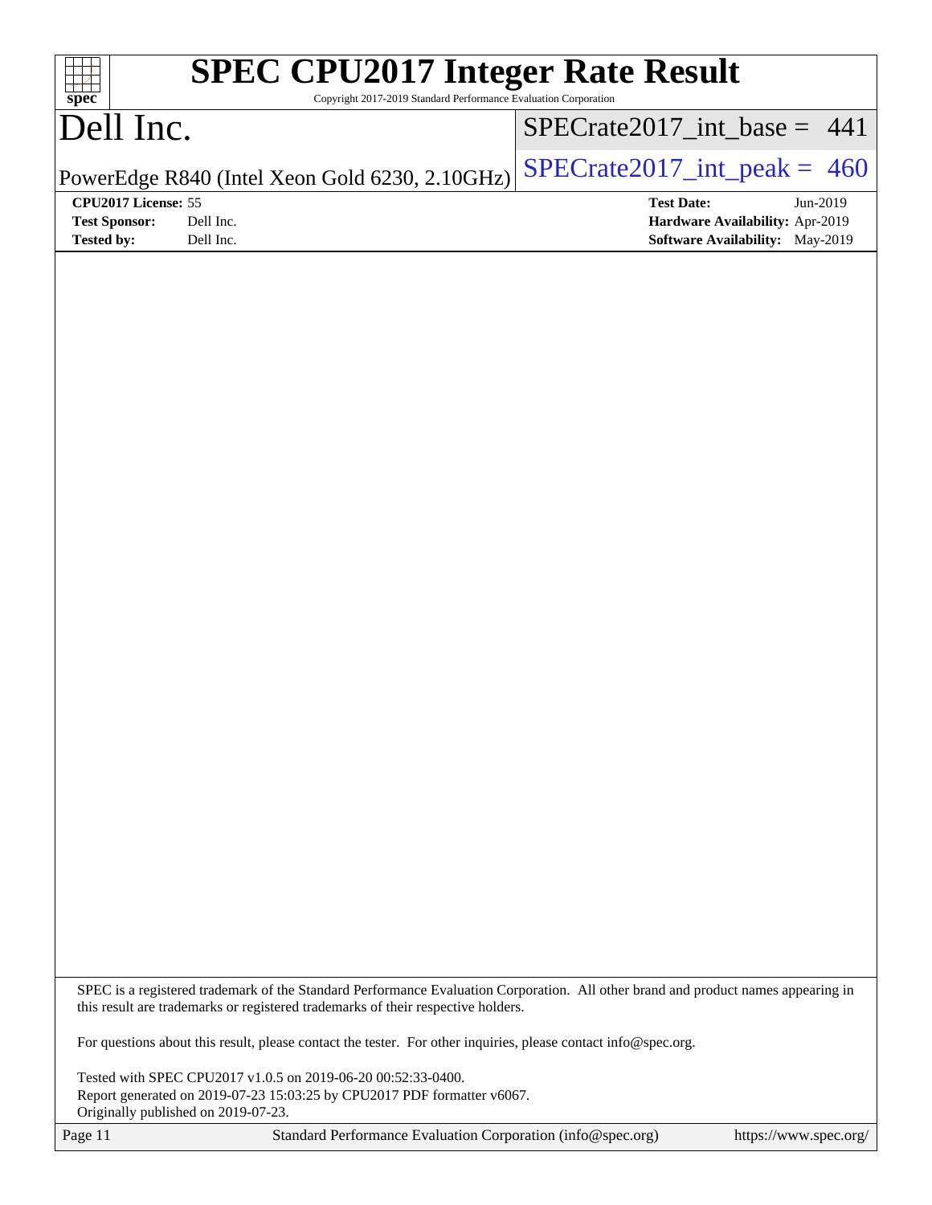SPEC is a registered trademark of the Standard Performance Evaluation Corporation. All other brand and product names appearing in this result are trademarks or registered trademarks of their respective holders.

For questions about this result, please contact the tester. For other inquiries, please contact info@spec.org.

Tested with SPEC CPU2017 v1.0.5 on 2019-06-20 00:52:33-0400.
Report generated on 2019-07-23 15:03:25 by CPU2017 PDF formatter v6067.
Originally published on 2019-07-23.